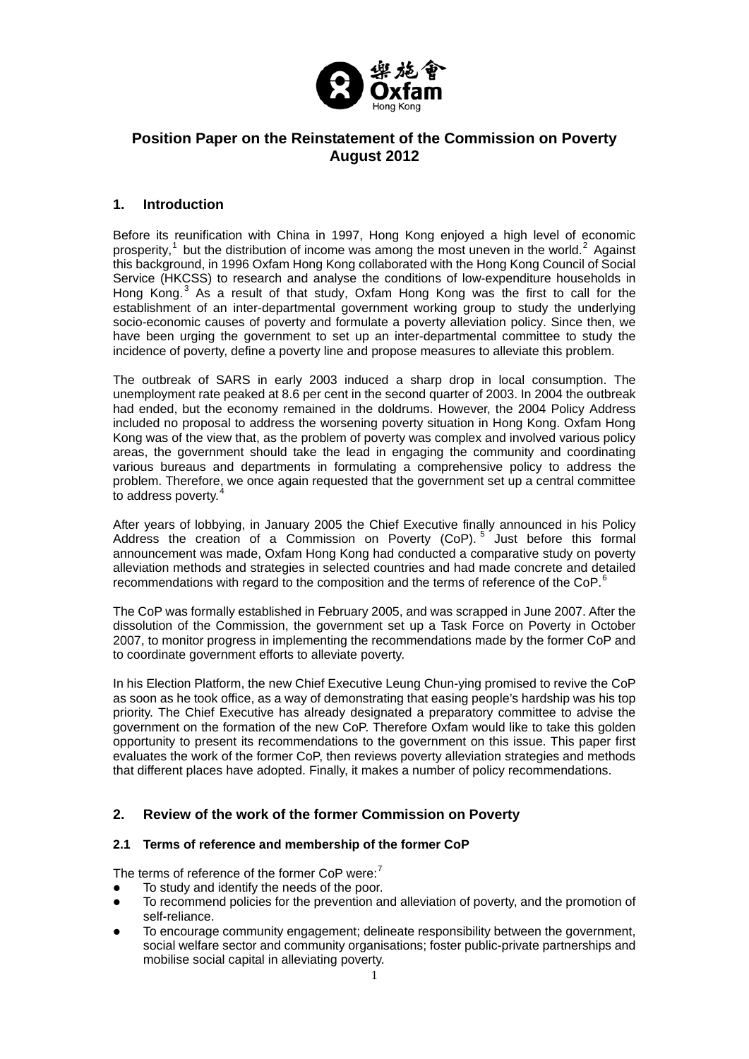# Position Paper on the Reinstatement of the Commission on Poverty
# August 2012

## 1. Introduction

Before its reunification with China in 1997, Hong Kong enjoyed a high level of economic prosperity,[1] but the distribution of income was among the most uneven in the world.[2] Against this background, in 1996 Oxfam Hong Kong collaborated with the Hong Kong Council of Social Service (HKCSS) to research and analyse the conditions of low-expenditure households in Hong Kong.[3] As a result of that study, Oxfam Hong Kong was the first to call for the establishment of an inter-departmental government working group to study the underlying socio-economic causes of poverty and formulate a poverty alleviation policy. Since then, we have been urging the government to set up an inter-departmental committee to study the incidence of poverty, define a poverty line and propose measures to alleviate this problem.

The outbreak of SARS in early 2003 induced a sharp drop in local consumption. The unemployment rate peaked at 8.6 per cent in the second quarter of 2003. In 2004 the outbreak had ended, but the economy remained in the doldrums. However, the 2004 Policy Address included no proposal to address the worsening poverty situation in Hong Kong. Oxfam Hong Kong was of the view that, as the problem of poverty was complex and involved various policy areas, the government should take the lead in engaging the community and coordinating various bureaus and departments in formulating a comprehensive policy to address the problem. Therefore, we once again requested that the government set up a central committee to address poverty.[4]

After years of lobbying, in January 2005 the Chief Executive finally announced in his Policy Address the creation of a Commission on Poverty (CoP).[5] Just before this formal announcement was made, Oxfam Hong Kong had conducted a comparative study on poverty alleviation methods and strategies in selected countries and had made concrete and detailed recommendations with regard to the composition and the terms of reference of the CoP.[6]

The CoP was formally established in February 2005, and was scrapped in June 2007. After the dissolution of the Commission, the government set up a Task Force on Poverty in October 2007, to monitor progress in implementing the recommendations made by the former CoP and to coordinate government efforts to alleviate poverty.

In his Election Platform, the new Chief Executive Leung Chun-ying promised to revive the CoP as soon as he took office, as a way of demonstrating that easing people's hardship was his top priority. The Chief Executive has already designated a preparatory committee to advise the government on the formation of the new CoP. Therefore Oxfam would like to take this golden opportunity to present its recommendations to the government on this issue. This paper first evaluates the work of the former CoP, then reviews poverty alleviation strategies and methods that different places have adopted. Finally, it makes a number of policy recommendations.

## 2. Review of the work of the former Commission on Poverty

### 2.1 Terms of reference and membership of the former CoP

The terms of reference of the former CoP were:[7]

- To study and identify the needs of the poor.
- To recommend policies for the prevention and alleviation of poverty, and the promotion of self-reliance.
- To encourage community engagement; delineate responsibility between the government, social welfare sector and community organisations; foster public-private partnerships and mobilise social capital in alleviating poverty.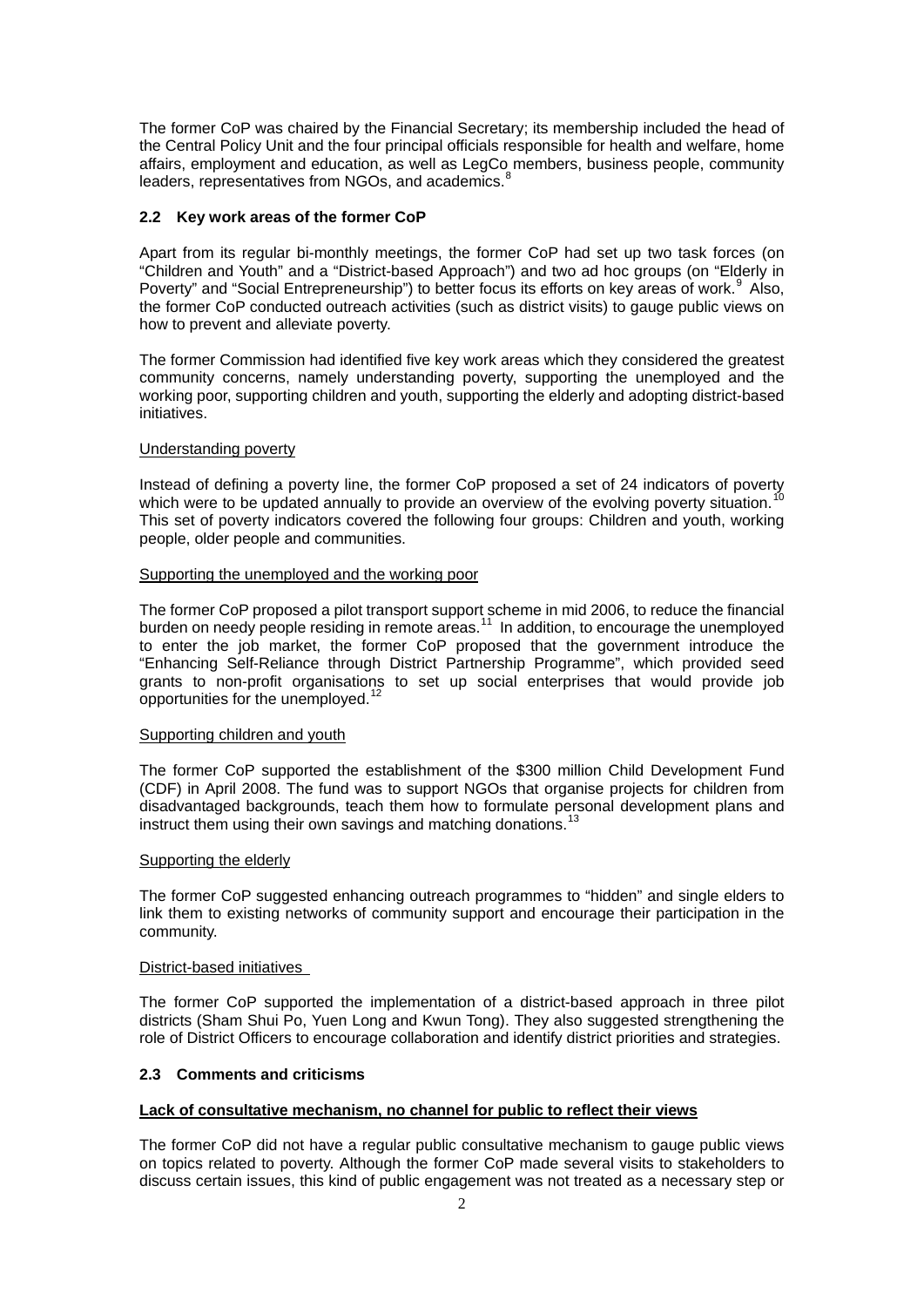The former CoP was chaired by the Financial Secretary; its membership included the head of the Central Policy Unit and the four principal officials responsible for health and welfare, home affairs, employment and education, as well as LegCo members, business people, community leaders, representatives from NGOs, and academics.[8]

### 2.2 Key work areas of the former CoP

Apart from its regular bi-monthly meetings, the former CoP had set up two task forces (on "Children and Youth" and a "District-based Approach") and two ad hoc groups (on "Elderly in Poverty" and "Social Entrepreneurship") to better focus its efforts on key areas of work.[9] Also, the former CoP conducted outreach activities (such as district visits) to gauge public views on how to prevent and alleviate poverty.

The former Commission had identified five key work areas which they considered the greatest community concerns, namely understanding poverty, supporting the unemployed and the working poor, supporting children and youth, supporting the elderly and adopting district-based initiatives.

<u>Understanding poverty</u>

Instead of defining a poverty line, the former CoP proposed a set of 24 indicators of poverty which were to be updated annually to provide an overview of the evolving poverty situation.[10] This set of poverty indicators covered the following four groups: Children and youth, working people, older people and communities.

<u>Supporting the unemployed and the working poor</u>

The former CoP proposed a pilot transport support scheme in mid 2006, to reduce the financial burden on needy people residing in remote areas.[11] In addition, to encourage the unemployed to enter the job market, the former CoP proposed that the government introduce the "Enhancing Self-Reliance through District Partnership Programme", which provided seed grants to non-profit organisations to set up social enterprises that would provide job opportunities for the unemployed.[12]

<u>Supporting children and youth</u>

The former CoP supported the establishment of the $300 million Child Development Fund (CDF) in April 2008. The fund was to support NGOs that organise projects for children from disadvantaged backgrounds, teach them how to formulate personal development plans and instruct them using their own savings and matching donations.[13]

<u>Supporting the elderly</u>

The former CoP suggested enhancing outreach programmes to "hidden" and single elders to link them to existing networks of community support and encourage their participation in the community.

<u>District-based initiatives</u>

The former CoP supported the implementation of a district-based approach in three pilot districts (Sham Shui Po, Yuen Long and Kwun Tong). They also suggested strengthening the role of District Officers to encourage collaboration and identify district priorities and strategies.

### 2.3 Comments and criticisms

**<u>Lack of consultative mechanism, no channel for public to reflect their views</u>**

The former CoP did not have a regular public consultative mechanism to gauge public views on topics related to poverty. Although the former CoP made several visits to stakeholders to discuss certain issues, this kind of public engagement was not treated as a necessary step or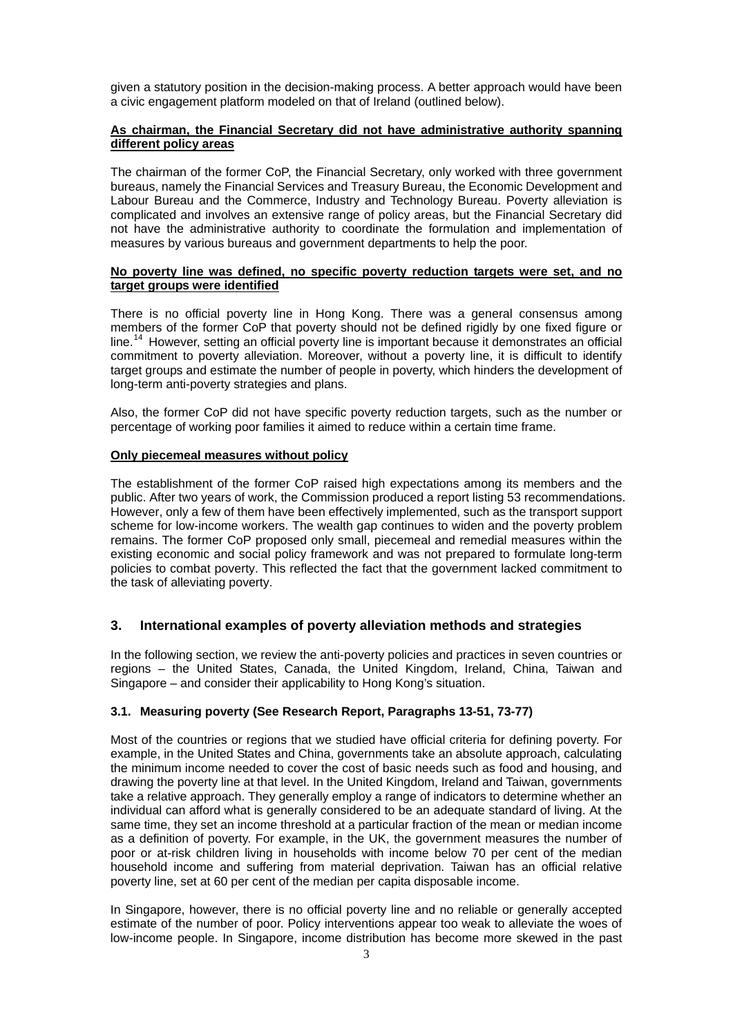given a statutory position in the decision-making process. A better approach would have been a civic engagement platform modeled on that of Ireland (outlined below).

**As chairman, the Financial Secretary did not have administrative authority spanning different policy areas**

The chairman of the former CoP, the Financial Secretary, only worked with three government bureaus, namely the Financial Services and Treasury Bureau, the Economic Development and Labour Bureau and the Commerce, Industry and Technology Bureau. Poverty alleviation is complicated and involves an extensive range of policy areas, but the Financial Secretary did not have the administrative authority to coordinate the formulation and implementation of measures by various bureaus and government departments to help the poor.

**No poverty line was defined, no specific poverty reduction targets were set, and no target groups were identified**

There is no official poverty line in Hong Kong. There was a general consensus among members of the former CoP that poverty should not be defined rigidly by one fixed figure or line.[14] However, setting an official poverty line is important because it demonstrates an official commitment to poverty alleviation. Moreover, without a poverty line, it is difficult to identify target groups and estimate the number of people in poverty, which hinders the development of long-term anti-poverty strategies and plans.

Also, the former CoP did not have specific poverty reduction targets, such as the number or percentage of working poor families it aimed to reduce within a certain time frame.

**Only piecemeal measures without policy**

The establishment of the former CoP raised high expectations among its members and the public. After two years of work, the Commission produced a report listing 53 recommendations. However, only a few of them have been effectively implemented, such as the transport support scheme for low-income workers. The wealth gap continues to widen and the poverty problem remains. The former CoP proposed only small, piecemeal and remedial measures within the existing economic and social policy framework and was not prepared to formulate long-term policies to combat poverty. This reflected the fact that the government lacked commitment to the task of alleviating poverty.

## 3. International examples of poverty alleviation methods and strategies

In the following section, we review the anti-poverty policies and practices in seven countries or regions – the United States, Canada, the United Kingdom, Ireland, China, Taiwan and Singapore – and consider their applicability to Hong Kong's situation.

### 3.1. Measuring poverty (See Research Report, Paragraphs 13-51, 73-77)

Most of the countries or regions that we studied have official criteria for defining poverty. For example, in the United States and China, governments take an absolute approach, calculating the minimum income needed to cover the cost of basic needs such as food and housing, and drawing the poverty line at that level. In the United Kingdom, Ireland and Taiwan, governments take a relative approach. They generally employ a range of indicators to determine whether an individual can afford what is generally considered to be an adequate standard of living. At the same time, they set an income threshold at a particular fraction of the mean or median income as a definition of poverty. For example, in the UK, the government measures the number of poor or at-risk children living in households with income below 70 per cent of the median household income and suffering from material deprivation. Taiwan has an official relative poverty line, set at 60 per cent of the median per capita disposable income.

In Singapore, however, there is no official poverty line and no reliable or generally accepted estimate of the number of poor. Policy interventions appear too weak to alleviate the woes of low-income people. In Singapore, income distribution has become more skewed in the past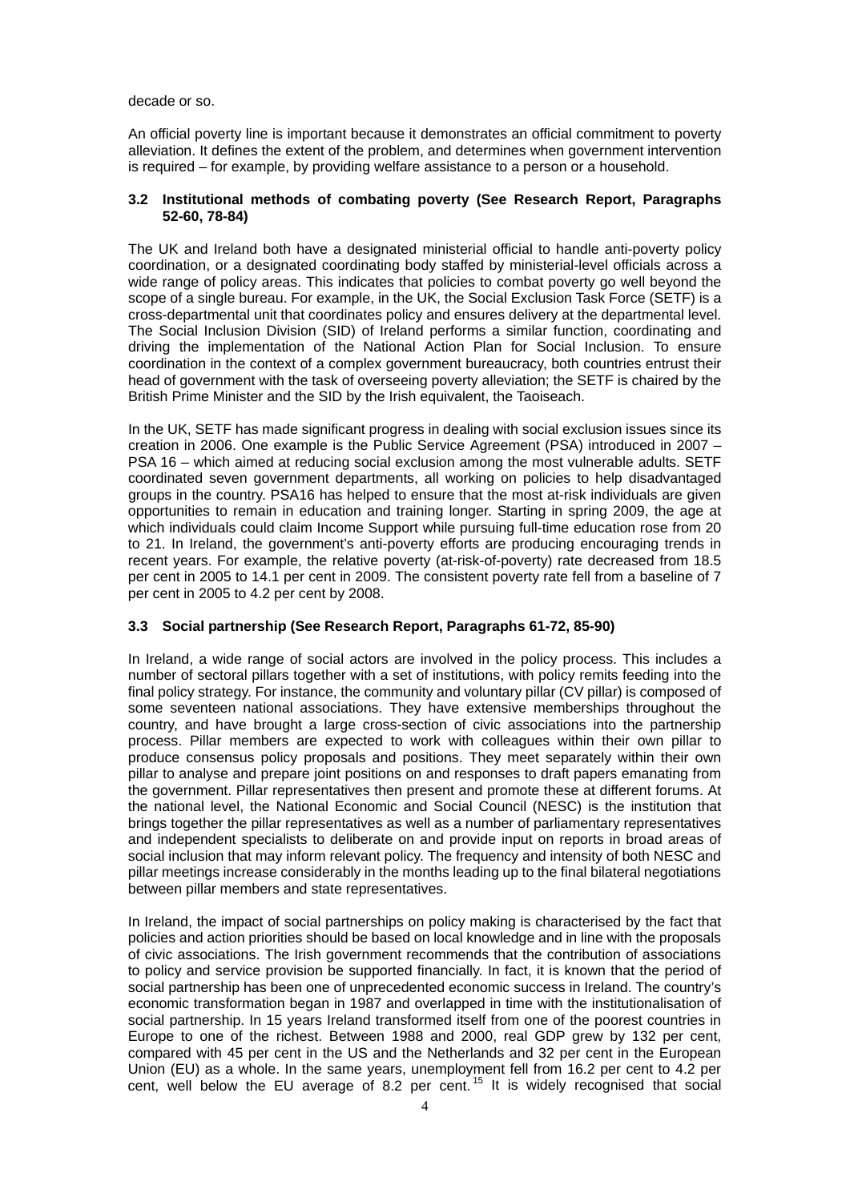decade or so.

An official poverty line is important because it demonstrates an official commitment to poverty alleviation. It defines the extent of the problem, and determines when government intervention is required – for example, by providing welfare assistance to a person or a household.

### 3.2 Institutional methods of combating poverty (See Research Report, Paragraphs 52-60, 78-84)

The UK and Ireland both have a designated ministerial official to handle anti-poverty policy coordination, or a designated coordinating body staffed by ministerial-level officials across a wide range of policy areas. This indicates that policies to combat poverty go well beyond the scope of a single bureau. For example, in the UK, the Social Exclusion Task Force (SETF) is a cross-departmental unit that coordinates policy and ensures delivery at the departmental level. The Social Inclusion Division (SID) of Ireland performs a similar function, coordinating and driving the implementation of the National Action Plan for Social Inclusion. To ensure coordination in the context of a complex government bureaucracy, both countries entrust their head of government with the task of overseeing poverty alleviation; the SETF is chaired by the British Prime Minister and the SID by the Irish equivalent, the Taoiseach.

In the UK, SETF has made significant progress in dealing with social exclusion issues since its creation in 2006. One example is the Public Service Agreement (PSA) introduced in 2007 – PSA 16 – which aimed at reducing social exclusion among the most vulnerable adults. SETF coordinated seven government departments, all working on policies to help disadvantaged groups in the country. PSA16 has helped to ensure that the most at-risk individuals are given opportunities to remain in education and training longer. Starting in spring 2009, the age at which individuals could claim Income Support while pursuing full-time education rose from 20 to 21. In Ireland, the government's anti-poverty efforts are producing encouraging trends in recent years. For example, the relative poverty (at-risk-of-poverty) rate decreased from 18.5 per cent in 2005 to 14.1 per cent in 2009. The consistent poverty rate fell from a baseline of 7 per cent in 2005 to 4.2 per cent by 2008.

### 3.3 Social partnership (See Research Report, Paragraphs 61-72, 85-90)

In Ireland, a wide range of social actors are involved in the policy process. This includes a number of sectoral pillars together with a set of institutions, with policy remits feeding into the final policy strategy. For instance, the community and voluntary pillar (CV pillar) is composed of some seventeen national associations. They have extensive memberships throughout the country, and have brought a large cross-section of civic associations into the partnership process. Pillar members are expected to work with colleagues within their own pillar to produce consensus policy proposals and positions. They meet separately within their own pillar to analyse and prepare joint positions on and responses to draft papers emanating from the government. Pillar representatives then present and promote these at different forums. At the national level, the National Economic and Social Council (NESC) is the institution that brings together the pillar representatives as well as a number of parliamentary representatives and independent specialists to deliberate on and provide input on reports in broad areas of social inclusion that may inform relevant policy. The frequency and intensity of both NESC and pillar meetings increase considerably in the months leading up to the final bilateral negotiations between pillar members and state representatives.

In Ireland, the impact of social partnerships on policy making is characterised by the fact that policies and action priorities should be based on local knowledge and in line with the proposals of civic associations. The Irish government recommends that the contribution of associations to policy and service provision be supported financially. In fact, it is known that the period of social partnership has been one of unprecedented economic success in Ireland. The country's economic transformation began in 1987 and overlapped in time with the institutionalisation of social partnership. In 15 years Ireland transformed itself from one of the poorest countries in Europe to one of the richest. Between 1988 and 2000, real GDP grew by 132 per cent, compared with 45 per cent in the US and the Netherlands and 32 per cent in the European Union (EU) as a whole. In the same years, unemployment fell from 16.2 per cent to 4.2 per cent, well below the EU average of 8.2 per cent.[15] It is widely recognised that social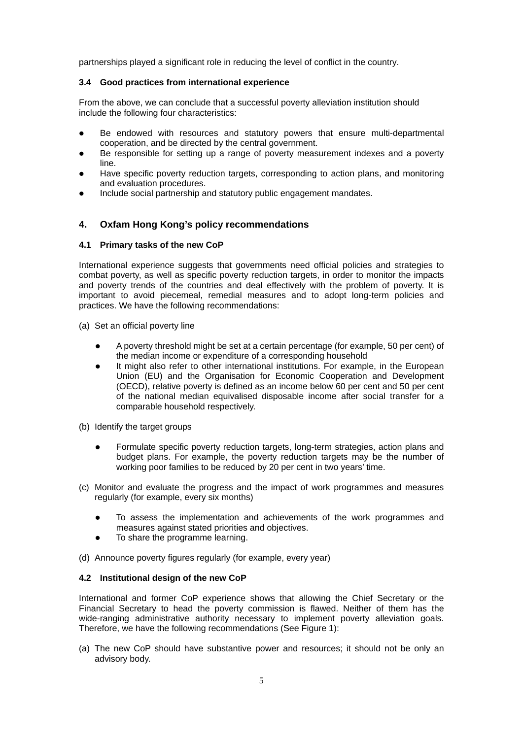partnerships played a significant role in reducing the level of conflict in the country.

### 3.4 Good practices from international experience

From the above, we can conclude that a successful poverty alleviation institution should include the following four characteristics:

- Be endowed with resources and statutory powers that ensure multi-departmental cooperation, and be directed by the central government.
- Be responsible for setting up a range of poverty measurement indexes and a poverty line.
- Have specific poverty reduction targets, corresponding to action plans, and monitoring and evaluation procedures.
- Include social partnership and statutory public engagement mandates.

## 4. Oxfam Hong Kong's policy recommendations

### 4.1 Primary tasks of the new CoP

International experience suggests that governments need official policies and strategies to combat poverty, as well as specific poverty reduction targets, in order to monitor the impacts and poverty trends of the countries and deal effectively with the problem of poverty. It is important to avoid piecemeal, remedial measures and to adopt long-term policies and practices. We have the following recommendations:

(a) Set an official poverty line

- A poverty threshold might be set at a certain percentage (for example, 50 per cent) of the median income or expenditure of a corresponding household
- It might also refer to other international institutions. For example, in the European Union (EU) and the Organisation for Economic Cooperation and Development (OECD), relative poverty is defined as an income below 60 per cent and 50 per cent of the national median equivalised disposable income after social transfer for a comparable household respectively.

(b) Identify the target groups

- Formulate specific poverty reduction targets, long-term strategies, action plans and budget plans. For example, the poverty reduction targets may be the number of working poor families to be reduced by 20 per cent in two years' time.

(c) Monitor and evaluate the progress and the impact of work programmes and measures regularly (for example, every six months)

- To assess the implementation and achievements of the work programmes and measures against stated priorities and objectives.
- To share the programme learning.

(d) Announce poverty figures regularly (for example, every year)

### 4.2 Institutional design of the new CoP

International and former CoP experience shows that allowing the Chief Secretary or the Financial Secretary to head the poverty commission is flawed. Neither of them has the wide-ranging administrative authority necessary to implement poverty alleviation goals. Therefore, we have the following recommendations (See Figure 1):

(a) The new CoP should have substantive power and resources; it should not be only an advisory body.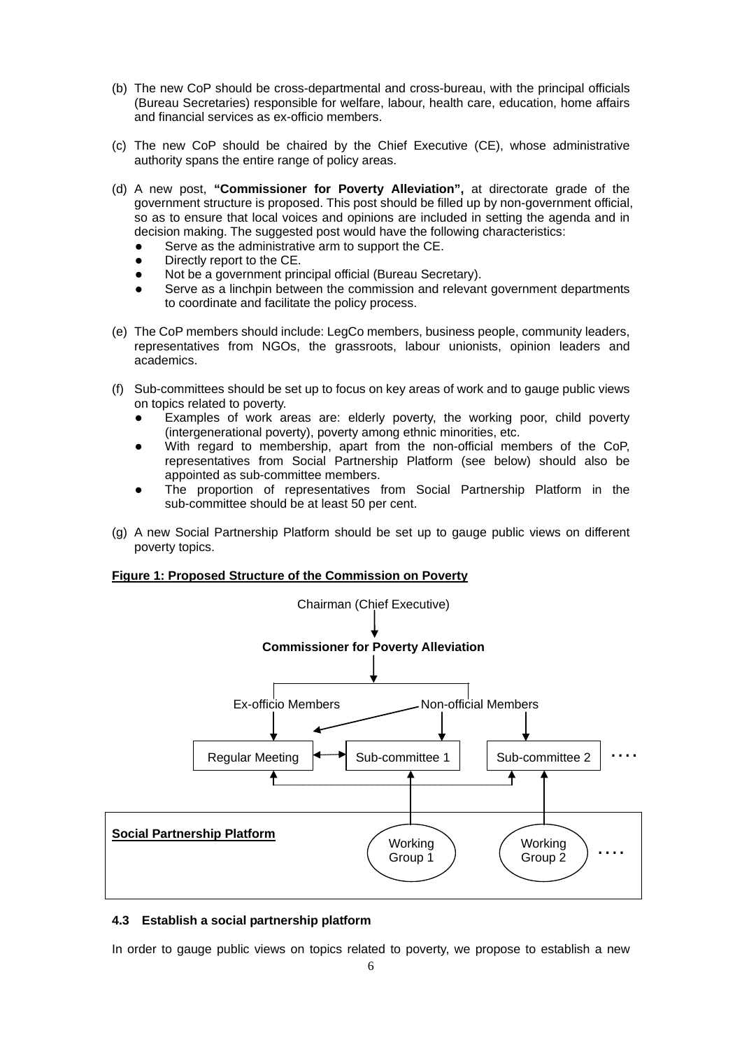(b) The new CoP should be cross-departmental and cross-bureau, with the principal officials (Bureau Secretaries) responsible for welfare, labour, health care, education, home affairs and financial services as ex-officio members.

(c) The new CoP should be chaired by the Chief Executive (CE), whose administrative authority spans the entire range of policy areas.

(d) A new post, **"Commissioner for Poverty Alleviation",** at directorate grade of the government structure is proposed. This post should be filled up by non-government official, so as to ensure that local voices and opinions are included in setting the agenda and in decision making. The suggested post would have the following characteristics:
   - Serve as the administrative arm to support the CE.
   - Directly report to the CE.
   - Not be a government principal official (Bureau Secretary).
   - Serve as a linchpin between the commission and relevant government departments to coordinate and facilitate the policy process.

(e) The CoP members should include: LegCo members, business people, community leaders, representatives from NGOs, the grassroots, labour unionists, opinion leaders and academics.

(f) Sub-committees should be set up to focus on key areas of work and to gauge public views on topics related to poverty.
   - Examples of work areas are: elderly poverty, the working poor, child poverty (intergenerational poverty), poverty among ethnic minorities, etc.
   - With regard to membership, apart from the non-official members of the CoP, representatives from Social Partnership Platform (see below) should also be appointed as sub-committee members.
   - The proportion of representatives from Social Partnership Platform in the sub-committee should be at least 50 per cent.

(g) A new Social Partnership Platform should be set up to gauge public views on different poverty topics.

**Figure 1: Proposed Structure of the Commission on Poverty**

Chairman (Chief Executive)
↓
**Commissioner for Poverty Alleviation**
↓
Ex-officio Members → Regular Meeting
Non-official Members → Regular Meeting, Sub-committee 1, Sub-committee 2 ....
Regular Meeting ↔ Sub-committee 1

**Social Partnership Platform**
Working Group 1 → Sub-committee 1, Regular Meeting
Working Group 2 → Sub-committee 2 ....

### 4.3 Establish a social partnership platform

In order to gauge public views on topics related to poverty, we propose to establish a new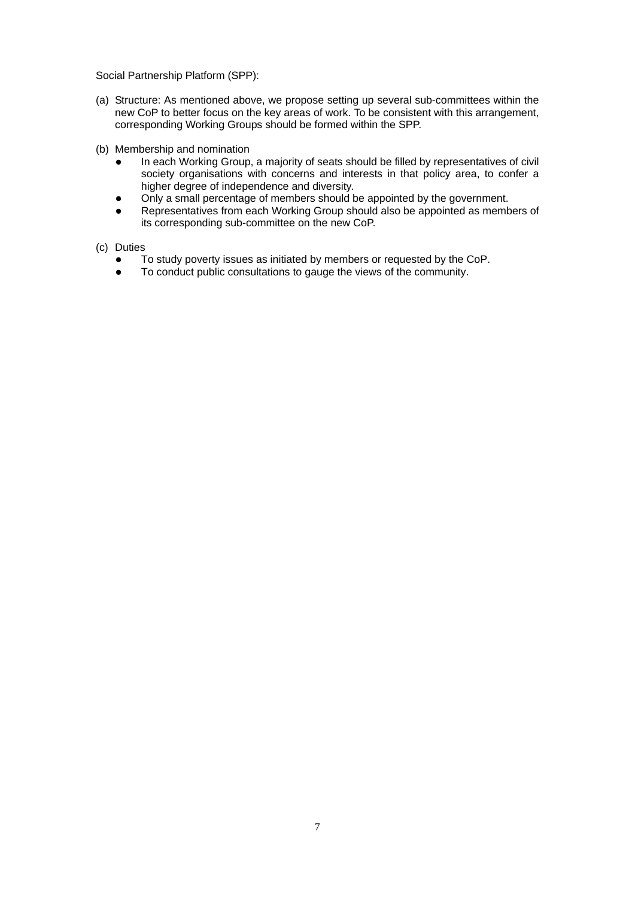Social Partnership Platform (SPP):

(a) Structure: As mentioned above, we propose setting up several sub-committees within the new CoP to better focus on the key areas of work. To be consistent with this arrangement, corresponding Working Groups should be formed within the SPP.

(b) Membership and nomination

- In each Working Group, a majority of seats should be filled by representatives of civil society organisations with concerns and interests in that policy area, to confer a higher degree of independence and diversity.
- Only a small percentage of members should be appointed by the government.
- Representatives from each Working Group should also be appointed as members of its corresponding sub-committee on the new CoP.

(c) Duties

- To study poverty issues as initiated by members or requested by the CoP.
- To conduct public consultations to gauge the views of the community.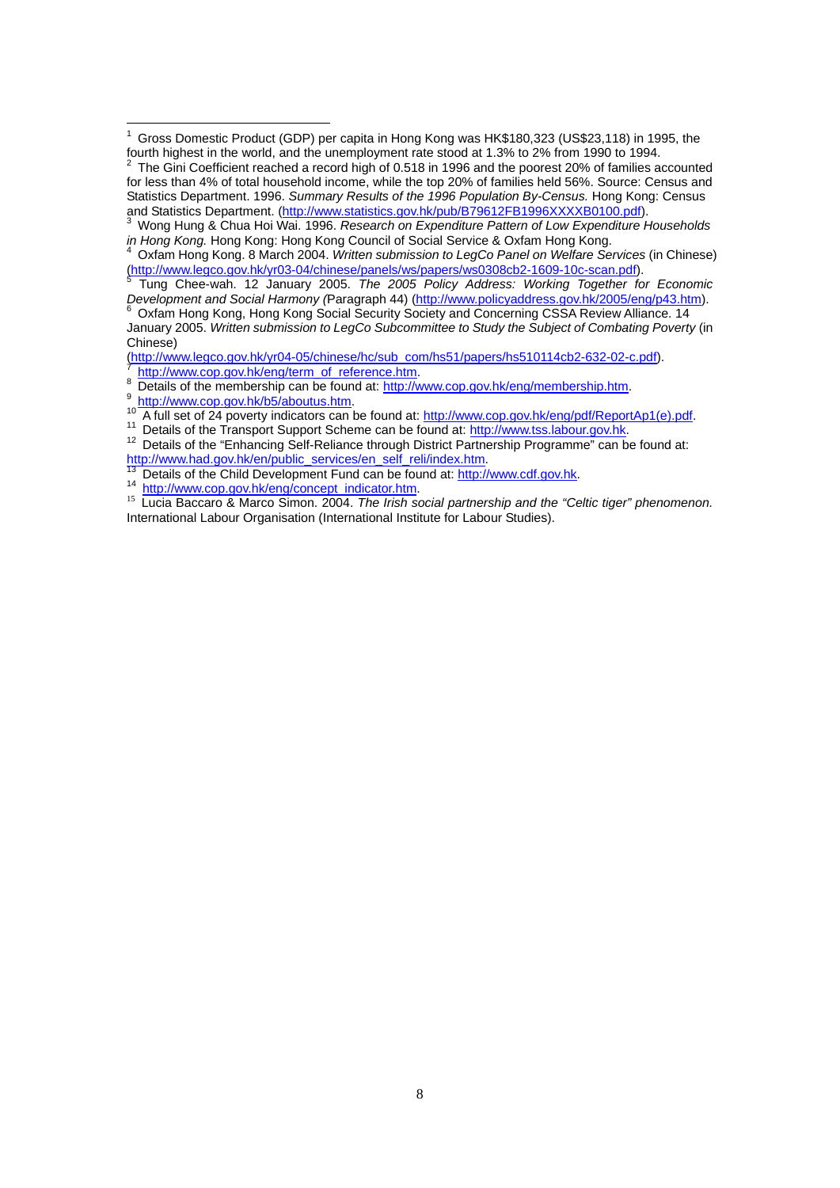[1] Gross Domestic Product (GDP) per capita in Hong Kong was HK$180,323 (US$23,118) in 1995, the fourth highest in the world, and the unemployment rate stood at 1.3% to 2% from 1990 to 1994.

[2] The Gini Coefficient reached a record high of 0.518 in 1996 and the poorest 20% of families accounted for less than 4% of total household income, while the top 20% of families held 56%. Source: Census and Statistics Department. 1996. *Summary Results of the 1996 Population By-Census.* Hong Kong: Census and Statistics Department. (http://www.statistics.gov.hk/pub/B79612FB1996XXXXB0100.pdf).

[3] Wong Hung & Chua Hoi Wai. 1996. *Research on Expenditure Pattern of Low Expenditure Households in Hong Kong.* Hong Kong: Hong Kong Council of Social Service & Oxfam Hong Kong.

[4] Oxfam Hong Kong. 8 March 2004. *Written submission to LegCo Panel on Welfare Services* (in Chinese) (http://www.legco.gov.hk/yr03-04/chinese/panels/ws/papers/ws0308cb2-1609-10c-scan.pdf).

[5] Tung Chee-wah. 12 January 2005. *The 2005 Policy Address: Working Together for Economic Development and Social Harmony (*Paragraph 44) (http://www.policyaddress.gov.hk/2005/eng/p43.htm).

[6] Oxfam Hong Kong, Hong Kong Social Security Society and Concerning CSSA Review Alliance. 14 January 2005. *Written submission to LegCo Subcommittee to Study the Subject of Combating Poverty* (in Chinese) (http://www.legco.gov.hk/yr04-05/chinese/hc/sub_com/hs51/papers/hs510114cb2-632-02-c.pdf).

[7] http://www.cop.gov.hk/eng/term_of_reference.htm.

[8] Details of the membership can be found at: http://www.cop.gov.hk/eng/membership.htm.

[9] http://www.cop.gov.hk/b5/aboutus.htm.

[10] A full set of 24 poverty indicators can be found at: http://www.cop.gov.hk/eng/pdf/ReportAp1(e).pdf.

[11] Details of the Transport Support Scheme can be found at: http://www.tss.labour.gov.hk.

[12] Details of the "Enhancing Self-Reliance through District Partnership Programme" can be found at: http://www.had.gov.hk/en/public_services/en_self_reli/index.htm.

[13] Details of the Child Development Fund can be found at: http://www.cdf.gov.hk.

[14] http://www.cop.gov.hk/eng/concept_indicator.htm.

[15] Lucia Baccaro & Marco Simon. 2004. *The Irish social partnership and the "Celtic tiger" phenomenon.* International Labour Organisation (International Institute for Labour Studies).